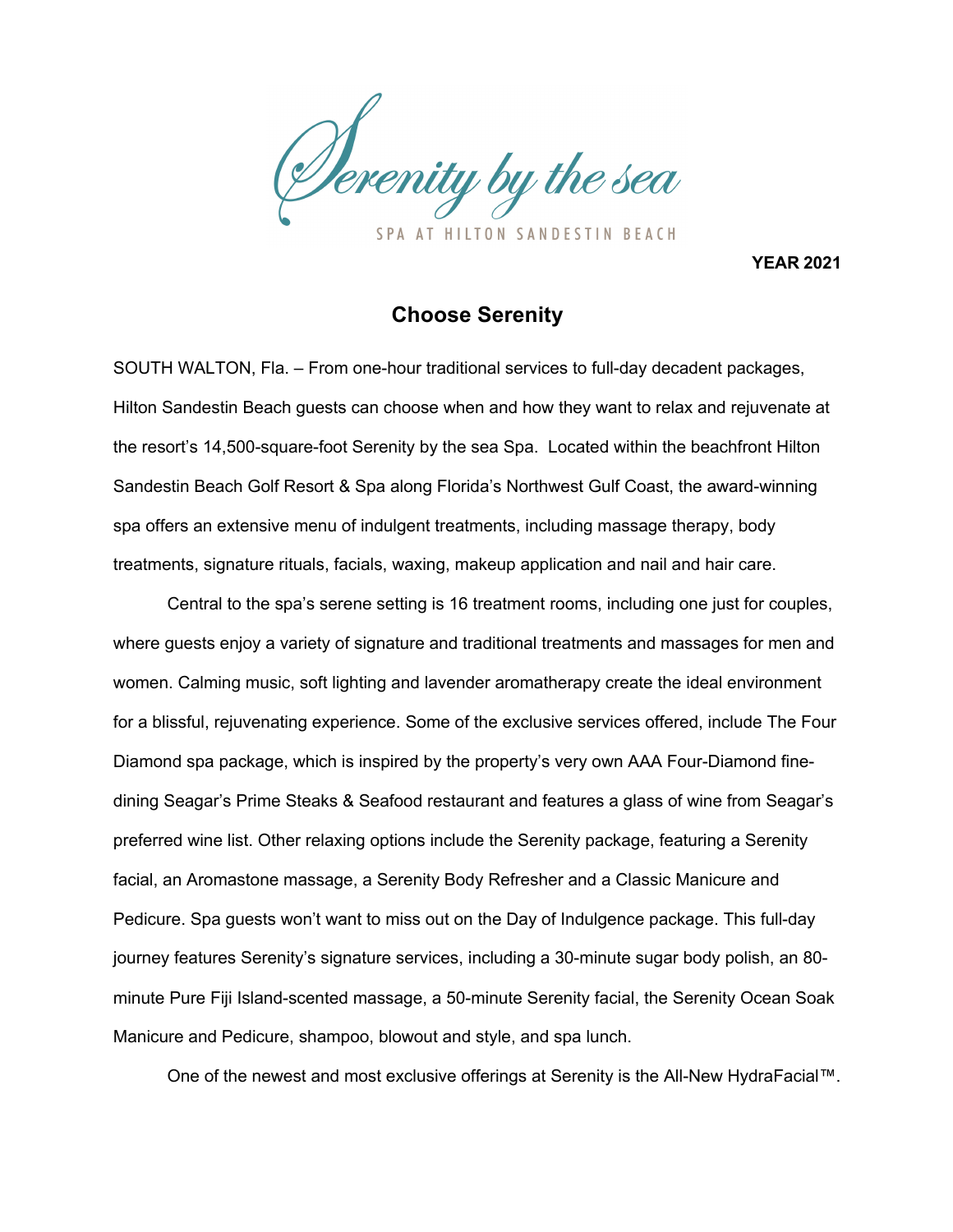Serenity by the sea

SPA AT HILTON SANDESTIN BEACH

**YEAR 2021**

## Choose Serenity

SOUTH WALTON, Fla. – From one-hour traditional services to full-day decadent packages, Hilton Sandestin Beach guests can choose when and how they want to relax and rejuvenate at the resort's 14,500-square-foot Serenity by the sea Spa. Located within the beachfront Hilton Sandestin Beach Golf Resort & Spa along Florida's Northwest Gulf Coast, the award-winning spa offers an extensive menu of indulgent treatments, including massage therapy, body treatments, signature rituals, facials, waxing, makeup application and nail and hair care.

Central to the spa's serene setting is 16 treatment rooms, including one just for couples, where guests enjoy a variety of signature and traditional treatments and massages for men and women. Calming music, soft lighting and lavender aromatherapy create the ideal environment for a blissful, rejuvenating experience. Some of the exclusive services offered, include The Four Diamond spa package, which is inspired by the property's very own AAA Four-Diamond fine-dining Seagar's Prime Steaks & Seafood restaurant and features a glass of wine from Seagar's preferred wine list. Other relaxing options include the Serenity package, featuring a Serenity facial, an Aromastone massage, a Serenity Body Refresher and a Classic Manicure and Pedicure. Spa guests won't want to miss out on the Day of Indulgence package. This full-day journey features Serenity's signature services, including a 30-minute sugar body polish, an 80-minute Pure Fiji Island-scented massage, a 50-minute Serenity facial, the Serenity Ocean Soak Manicure and Pedicure, shampoo, blowout and style, and spa lunch.

One of the newest and most exclusive offerings at Serenity is the All-New HydraFacial™.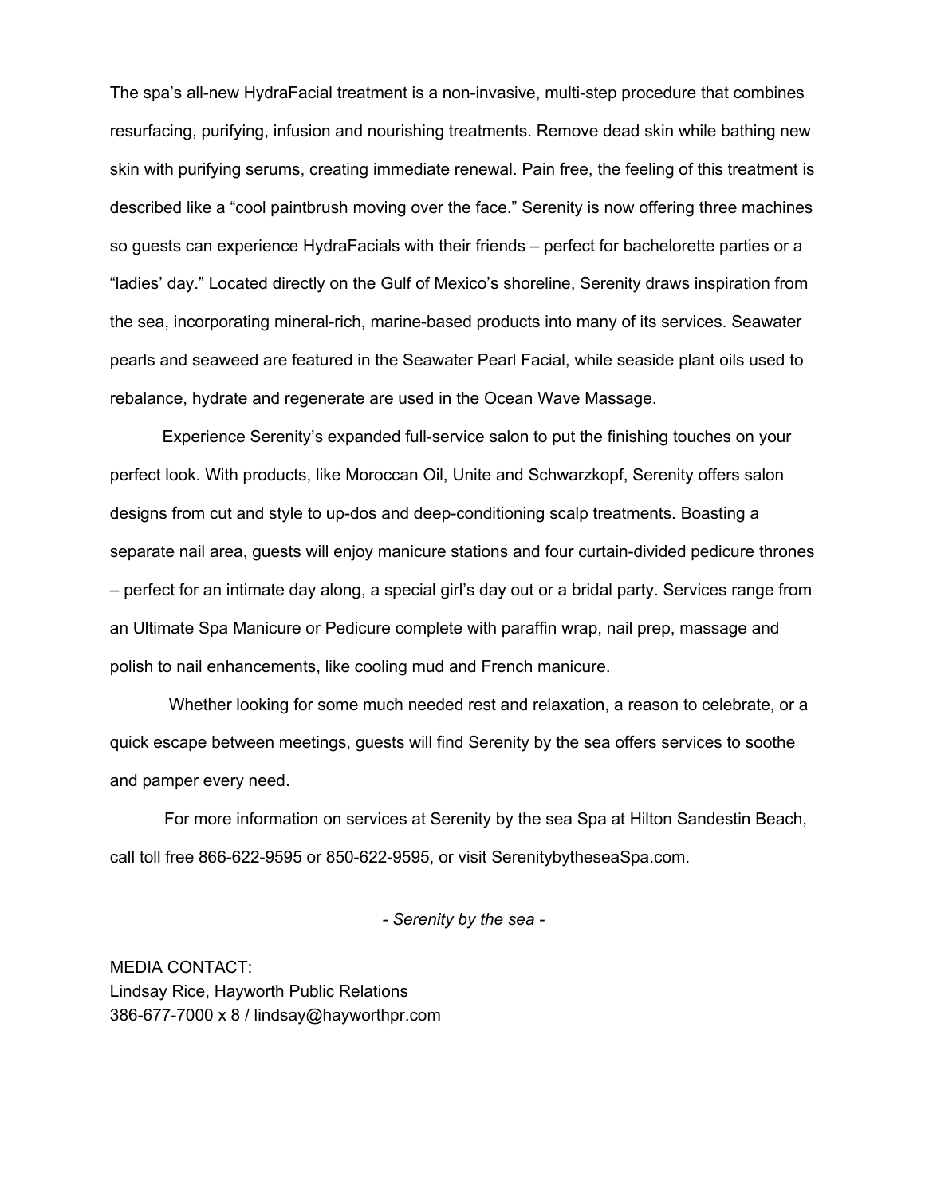The spa's all-new HydraFacial treatment is a non-invasive, multi-step procedure that combines resurfacing, purifying, infusion and nourishing treatments. Remove dead skin while bathing new skin with purifying serums, creating immediate renewal. Pain free, the feeling of this treatment is described like a "cool paintbrush moving over the face." Serenity is now offering three machines so guests can experience HydraFacials with their friends – perfect for bachelorette parties or a "ladies' day." Located directly on the Gulf of Mexico's shoreline, Serenity draws inspiration from the sea, incorporating mineral-rich, marine-based products into many of its services. Seawater pearls and seaweed are featured in the Seawater Pearl Facial, while seaside plant oils used to rebalance, hydrate and regenerate are used in the Ocean Wave Massage.

Experience Serenity's expanded full-service salon to put the finishing touches on your perfect look. With products, like Moroccan Oil, Unite and Schwarzkopf, Serenity offers salon designs from cut and style to up-dos and deep-conditioning scalp treatments. Boasting a separate nail area, guests will enjoy manicure stations and four curtain-divided pedicure thrones – perfect for an intimate day along, a special girl's day out or a bridal party. Services range from an Ultimate Spa Manicure or Pedicure complete with paraffin wrap, nail prep, massage and polish to nail enhancements, like cooling mud and French manicure.

Whether looking for some much needed rest and relaxation, a reason to celebrate, or a quick escape between meetings, guests will find Serenity by the sea offers services to soothe and pamper every need.

For more information on services at Serenity by the sea Spa at Hilton Sandestin Beach, call toll free 866-622-9595 or 850-622-9595, or visit SerenitybytheseaSpa.com.

*- Serenity by the sea -*

MEDIA CONTACT:
Lindsay Rice, Hayworth Public Relations
386-677-7000 x 8 / lindsay@hayworthpr.com